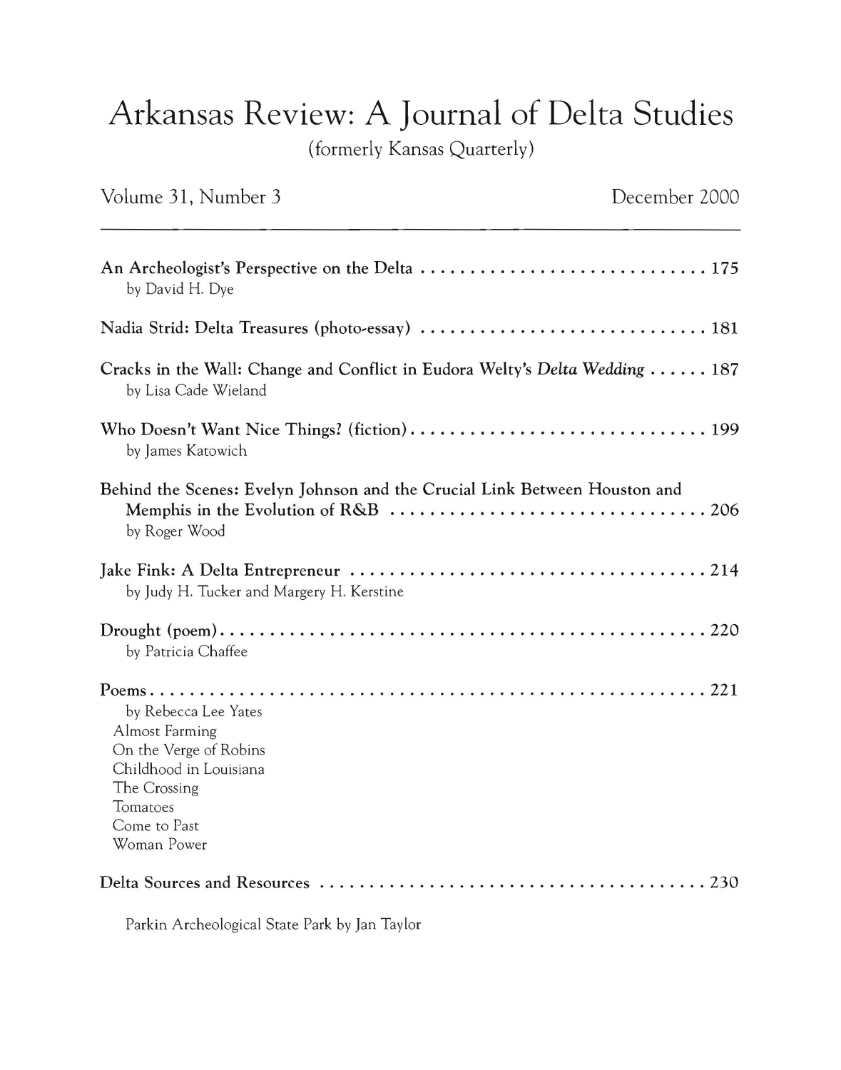# Arkansas Review: A Journal of Delta Studies

(formerly Kansas Quarterly)

Volume 31, Number 3 December 2000

---

**An Archeologist's Perspective on the Delta** . . . . . . . . . . . . . . . . . . . . . . . . . . . . . 175
by David H. Dye

**Nadia Strid: Delta Treasures (photo-essay)** . . . . . . . . . . . . . . . . . . . . . . . . . . . . . 181

**Cracks in the Wall: Change and Conflict in Eudora Welty's *Delta Wedding*** . . . . . . 187
by Lisa Cade Wieland

**Who Doesn't Want Nice Things? (fiction)** . . . . . . . . . . . . . . . . . . . . . . . . . . . . . . 199
by James Katowich

**Behind the Scenes: Evelyn Johnson and the Crucial Link Between Houston and Memphis in the Evolution of R&B** . . . . . . . . . . . . . . . . . . . . . . . . . . . . . . . . 206
by Roger Wood

**Jake Fink: A Delta Entrepreneur** . . . . . . . . . . . . . . . . . . . . . . . . . . . . . . . . . . . . 214
by Judy H. Tucker and Margery H. Kerstine

**Drought (poem)** . . . . . . . . . . . . . . . . . . . . . . . . . . . . . . . . . . . . . . . . . . . . . . . . . . 220
by Patricia Chaffee

**Poems** . . . . . . . . . . . . . . . . . . . . . . . . . . . . . . . . . . . . . . . . . . . . . . . . . . . . . . . 221
by Rebecca Lee Yates
Almost Farming
On the Verge of Robins
Childhood in Louisiana
The Crossing
Tomatoes
Come to Past
Woman Power

**Delta Sources and Resources** . . . . . . . . . . . . . . . . . . . . . . . . . . . . . . . . . . . . . . . 230

Parkin Archeological State Park by Jan Taylor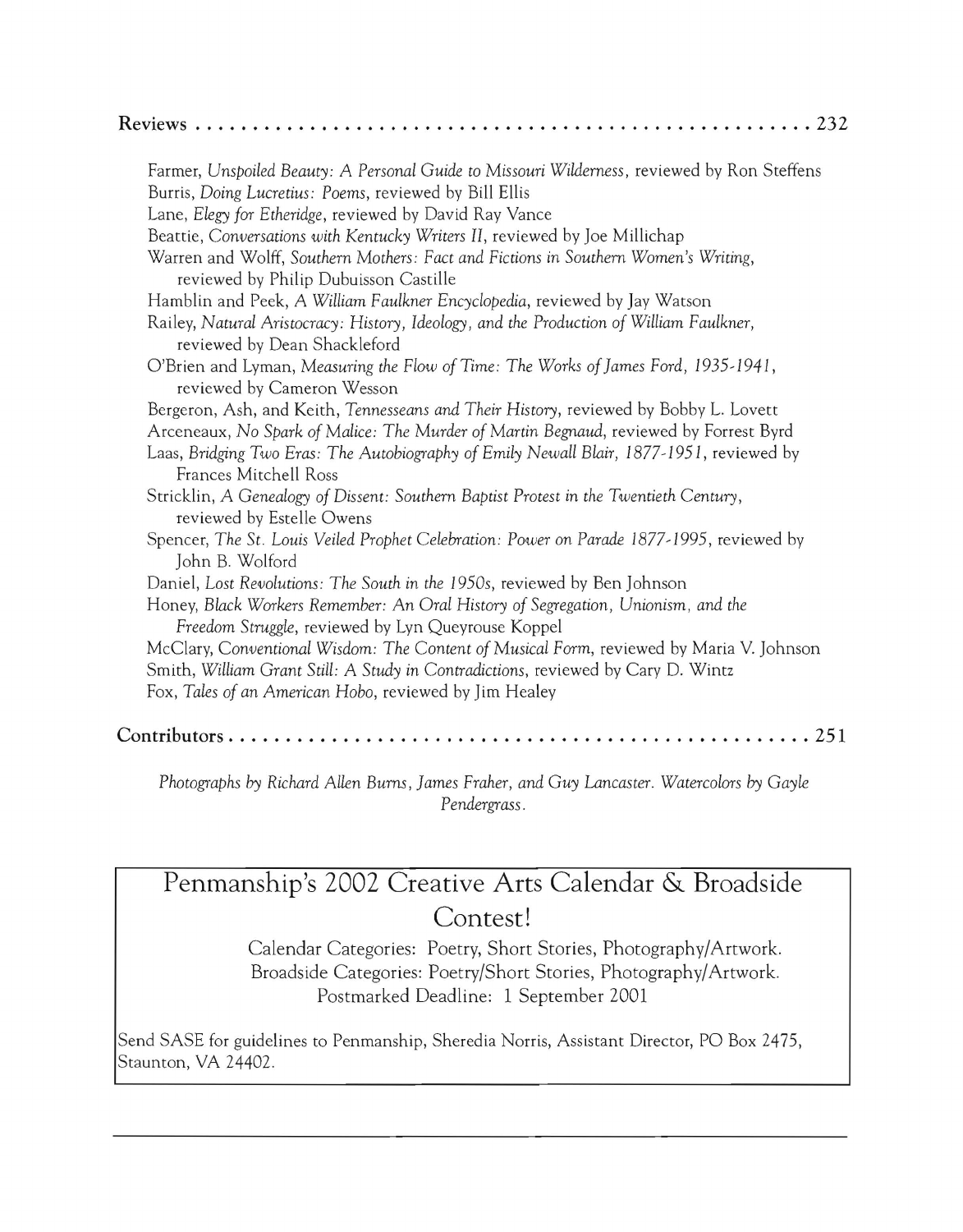**Reviews . . . . . . . . . . . . . . . . . . . . . . . . . . . . . . . . . . . . . . . . . . . . . . . . . . . . . 232**

Farmer, *Unspoiled Beauty: A Personal Guide to Missouri Wilderness*, reviewed by Ron Steffens
Burris, *Doing Lucretius: Poems*, reviewed by Bill Ellis
Lane, *Elegy for Etheridge*, reviewed by David Ray Vance
Beattie, *Conversations with Kentucky Writers II*, reviewed by Joe Millichap
Warren and Wolff, *Southern Mothers: Fact and Fictions in Southern Women's Writing*, reviewed by Philip Dubuisson Castille
Hamblin and Peek, *A William Faulkner Encyclopedia*, reviewed by Jay Watson
Railey, *Natural Aristocracy: History, Ideology, and the Production of William Faulkner*, reviewed by Dean Shackleford
O'Brien and Lyman, *Measuring the Flow of Time: The Works of James Ford, 1935-1941*, reviewed by Cameron Wesson
Bergeron, Ash, and Keith, *Tennesseans and Their History*, reviewed by Bobby L. Lovett
Arceneaux, *No Spark of Malice: The Murder of Martin Begnaud*, reviewed by Forrest Byrd
Laas, *Bridging Two Eras: The Autobiography of Emily Newall Blair, 1877-1951*, reviewed by Frances Mitchell Ross
Stricklin, *A Genealogy of Dissent: Southern Baptist Protest in the Twentieth Century*, reviewed by Estelle Owens
Spencer, *The St. Louis Veiled Prophet Celebration: Power on Parade 1877-1995*, reviewed by John B. Wolford
Daniel, *Lost Revolutions: The South in the 1950s*, reviewed by Ben Johnson
Honey, *Black Workers Remember: An Oral History of Segregation, Unionism, and the Freedom Struggle*, reviewed by Lyn Queyrouse Koppel
McClary, *Conventional Wisdom: The Content of Musical Form*, reviewed by Maria V. Johnson
Smith, *William Grant Still: A Study in Contradictions*, reviewed by Cary D. Wintz
Fox, *Tales of an American Hobo*, reviewed by Jim Healey

**Contributors . . . . . . . . . . . . . . . . . . . . . . . . . . . . . . . . . . . . . . . . . . . . . . . . . . . 251**

*Photographs by Richard Allen Burns, James Fraher, and Guy Lancaster. Watercolors by Gayle Pendergrass.*

## Penmanship's 2002 Creative Arts Calendar & Broadside Contest!

Calendar Categories: Poetry, Short Stories, Photography/Artwork.
Broadside Categories: Poetry/Short Stories, Photography/Artwork.
Postmarked Deadline: 1 September 2001

Send SASE for guidelines to Penmanship, Sheredia Norris, Assistant Director, PO Box 2475, Staunton, VA 24402.